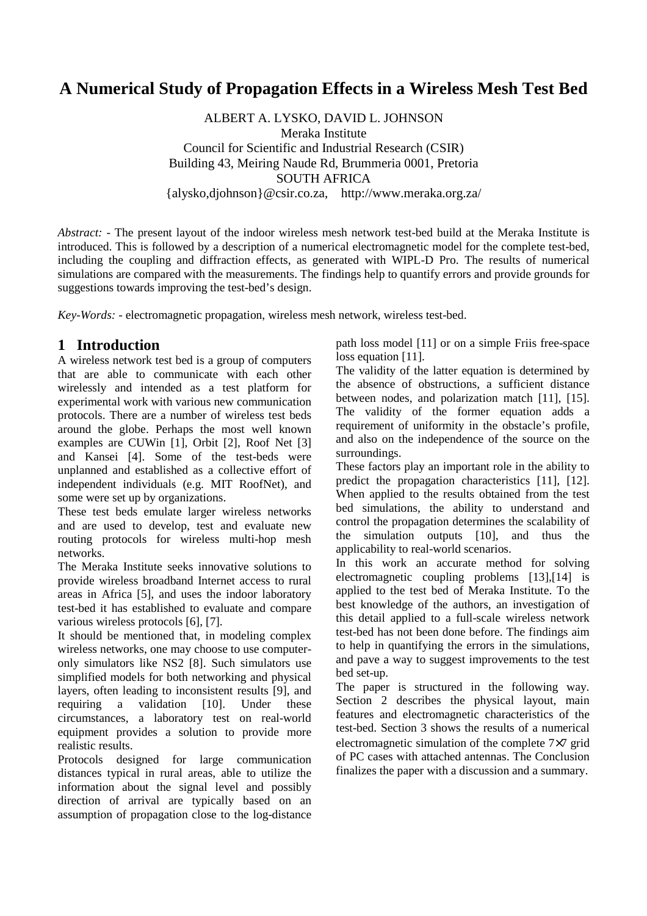# A Numerical Study of Propagation Effects in a Wireless Mesh Test Bed

ALBERT A. LYSKO, DAVID L. JOHNSON
Meraka Institute
Council for Scientific and Industrial Research (CSIR)
Building 43, Meiring Naude Rd, Brummeria 0001, Pretoria
SOUTH AFRICA
{alysko,djohnson}@csir.co.za, http://www.meraka.org.za/

*Abstract:* - The present layout of the indoor wireless mesh network test-bed build at the Meraka Institute is introduced. This is followed by a description of a numerical electromagnetic model for the complete test-bed, including the coupling and diffraction effects, as generated with WIPL-D Pro. The results of numerical simulations are compared with the measurements. The findings help to quantify errors and provide grounds for suggestions towards improving the test-bed's design.

*Key-Words:* - electromagnetic propagation, wireless mesh network, wireless test-bed.

## 1 Introduction

A wireless network test bed is a group of computers that are able to communicate with each other wirelessly and intended as a test platform for experimental work with various new communication protocols. There are a number of wireless test beds around the globe. Perhaps the most well known examples are CUWin [1], Orbit [2], Roof Net [3] and Kansei [4]. Some of the test-beds were unplanned and established as a collective effort of independent individuals (e.g. MIT RoofNet), and some were set up by organizations.

These test beds emulate larger wireless networks and are used to develop, test and evaluate new routing protocols for wireless multi-hop mesh networks.

The Meraka Institute seeks innovative solutions to provide wireless broadband Internet access to rural areas in Africa [5], and uses the indoor laboratory test-bed it has established to evaluate and compare various wireless protocols [6], [7].

It should be mentioned that, in modeling complex wireless networks, one may choose to use computer-only simulators like NS2 [8]. Such simulators use simplified models for both networking and physical layers, often leading to inconsistent results [9], and requiring a validation [10]. Under these circumstances, a laboratory test on real-world equipment provides a solution to provide more realistic results.

Protocols designed for large communication distances typical in rural areas, able to utilize the information about the signal level and possibly direction of arrival are typically based on an assumption of propagation close to the log-distance path loss model [11] or on a simple Friis free-space loss equation [11].

The validity of the latter equation is determined by the absence of obstructions, a sufficient distance between nodes, and polarization match [11], [15]. The validity of the former equation adds a requirement of uniformity in the obstacle's profile, and also on the independence of the source on the surroundings.

These factors play an important role in the ability to predict the propagation characteristics [11], [12]. When applied to the results obtained from the test bed simulations, the ability to understand and control the propagation determines the scalability of the simulation outputs [10], and thus the applicability to real-world scenarios.

In this work an accurate method for solving electromagnetic coupling problems [13],[14] is applied to the test bed of Meraka Institute. To the best knowledge of the authors, an investigation of this detail applied to a full-scale wireless network test-bed has not been done before. The findings aim to help in quantifying the errors in the simulations, and pave a way to suggest improvements to the test bed set-up.

The paper is structured in the following way. Section 2 describes the physical layout, main features and electromagnetic characteristics of the test-bed. Section 3 shows the results of a numerical electromagnetic simulation of the complete $7\times7$ grid of PC cases with attached antennas. The Conclusion finalizes the paper with a discussion and a summary.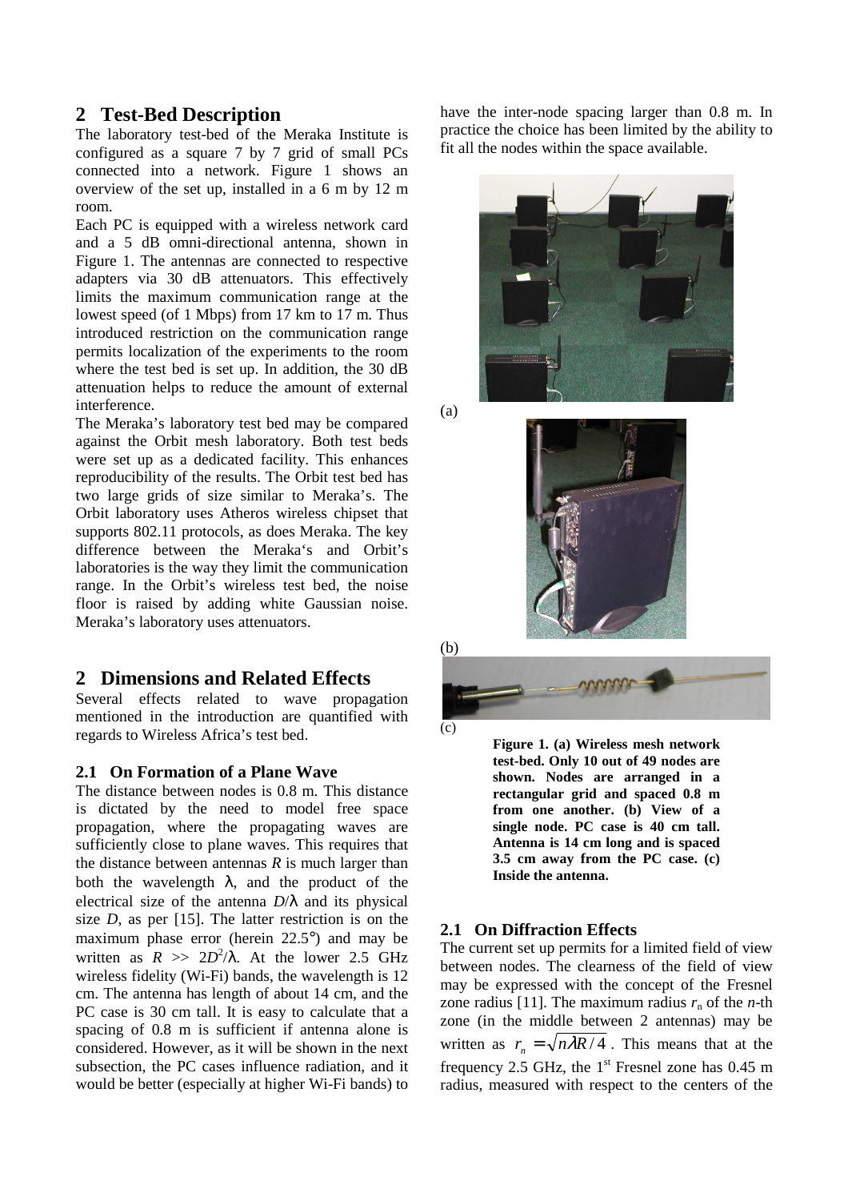## 2 Test-Bed Description

The laboratory test-bed of the Meraka Institute is configured as a square 7 by 7 grid of small PCs connected into a network. Figure 1 shows an overview of the set up, installed in a 6 m by 12 m room.

Each PC is equipped with a wireless network card and a 5 dB omni-directional antenna, shown in Figure 1. The antennas are connected to respective adapters via 30 dB attenuators. This effectively limits the maximum communication range at the lowest speed (of 1 Mbps) from 17 km to 17 m. Thus introduced restriction on the communication range permits localization of the experiments to the room where the test bed is set up. In addition, the 30 dB attenuation helps to reduce the amount of external interference.

The Meraka's laboratory test bed may be compared against the Orbit mesh laboratory. Both test beds were set up as a dedicated facility. This enhances reproducibility of the results. The Orbit test bed has two large grids of size similar to Meraka's. The Orbit laboratory uses Atheros wireless chipset that supports 802.11 protocols, as does Meraka. The key difference between the Meraka's and Orbit's laboratories is the way they limit the communication range. In the Orbit's wireless test bed, the noise floor is raised by adding white Gaussian noise. Meraka's laboratory uses attenuators.

## 2 Dimensions and Related Effects

Several effects related to wave propagation mentioned in the introduction are quantified with regards to Wireless Africa's test bed.

### 2.1 On Formation of a Plane Wave

The distance between nodes is 0.8 m. This distance is dictated by the need to model free space propagation, where the propagating waves are sufficiently close to plane waves. This requires that the distance between antennas $R$ is much larger than both the wavelength $\lambda$, and the product of the electrical size of the antenna $D/\lambda$ and its physical size $D$, as per [15]. The latter restriction is on the maximum phase error (herein 22.5°) and may be written as $R >> 2D^2/\lambda$. At the lower 2.5 GHz wireless fidelity (Wi-Fi) bands, the wavelength is 12 cm. The antenna has length of about 14 cm, and the PC case is 30 cm tall. It is easy to calculate that a spacing of 0.8 m is sufficient if antenna alone is considered. However, as it will be shown in the next subsection, the PC cases influence radiation, and it would be better (especially at higher Wi-Fi bands) to have the inter-node spacing larger than 0.8 m. In practice the choice has been limited by the ability to fit all the nodes within the space available.

(a)

(b)

(c)

**Figure 1. (a) Wireless mesh network test-bed. Only 10 out of 49 nodes are shown. Nodes are arranged in a rectangular grid and spaced 0.8 m from one another. (b) View of a single node. PC case is 40 cm tall. Antenna is 14 cm long and is spaced 3.5 cm away from the PC case. (c) Inside the antenna.**

### 2.1 On Diffraction Effects

The current set up permits for a limited field of view between nodes. The clearness of the field of view may be expressed with the concept of the Fresnel zone radius [11]. The maximum radius $r_n$ of the $n$-th zone (in the middle between 2 antennas) may be written as $r_n = \sqrt{n\lambda R/4}$. This means that at the frequency 2.5 GHz, the 1st Fresnel zone has 0.45 m radius, measured with respect to the centers of the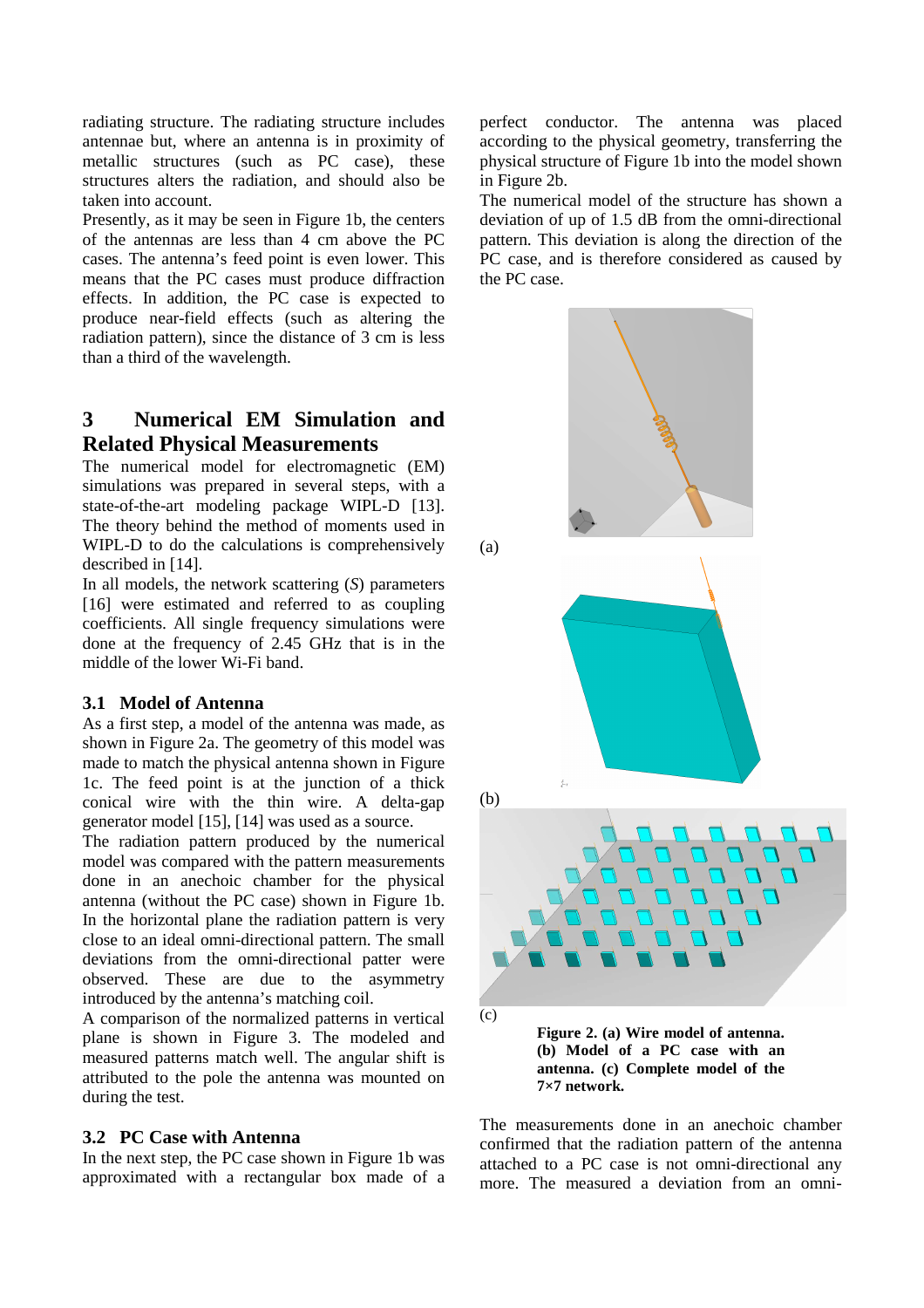radiating structure. The radiating structure includes antennae but, where an antenna is in proximity of metallic structures (such as PC case), these structures alters the radiation, and should also be taken into account.

Presently, as it may be seen in Figure 1b, the centers of the antennas are less than 4 cm above the PC cases. The antenna's feed point is even lower. This means that the PC cases must produce diffraction effects. In addition, the PC case is expected to produce near-field effects (such as altering the radiation pattern), since the distance of 3 cm is less than a third of the wavelength.

## 3 Numerical EM Simulation and Related Physical Measurements

The numerical model for electromagnetic (EM) simulations was prepared in several steps, with a state-of-the-art modeling package WIPL-D [13]. The theory behind the method of moments used in WIPL-D to do the calculations is comprehensively described in [14].

In all models, the network scattering (*S*) parameters [16] were estimated and referred to as coupling coefficients. All single frequency simulations were done at the frequency of 2.45 GHz that is in the middle of the lower Wi-Fi band.

### 3.1 Model of Antenna

As a first step, a model of the antenna was made, as shown in Figure 2a. The geometry of this model was made to match the physical antenna shown in Figure 1c. The feed point is at the junction of a thick conical wire with the thin wire. A delta-gap generator model [15], [14] was used as a source.

The radiation pattern produced by the numerical model was compared with the pattern measurements done in an anechoic chamber for the physical antenna (without the PC case) shown in Figure 1b. In the horizontal plane the radiation pattern is very close to an ideal omni-directional pattern. The small deviations from the omni-directional patter were observed. These are due to the asymmetry introduced by the antenna's matching coil.

A comparison of the normalized patterns in vertical plane is shown in Figure 3. The modeled and measured patterns match well. The angular shift is attributed to the pole the antenna was mounted on during the test.

### 3.2 PC Case with Antenna

In the next step, the PC case shown in Figure 1b was approximated with a rectangular box made of a perfect conductor. The antenna was placed according to the physical geometry, transferring the physical structure of Figure 1b into the model shown in Figure 2b.

The numerical model of the structure has shown a deviation of up of 1.5 dB from the omni-directional pattern. This deviation is along the direction of the PC case, and is therefore considered as caused by the PC case.

(a)

(b)

(c)

**Figure 2. (a) Wire model of antenna. (b) Model of a PC case with an antenna. (c) Complete model of the 7×7 network.**

The measurements done in an anechoic chamber confirmed that the radiation pattern of the antenna attached to a PC case is not omni-directional any more. The measured a deviation from an omni-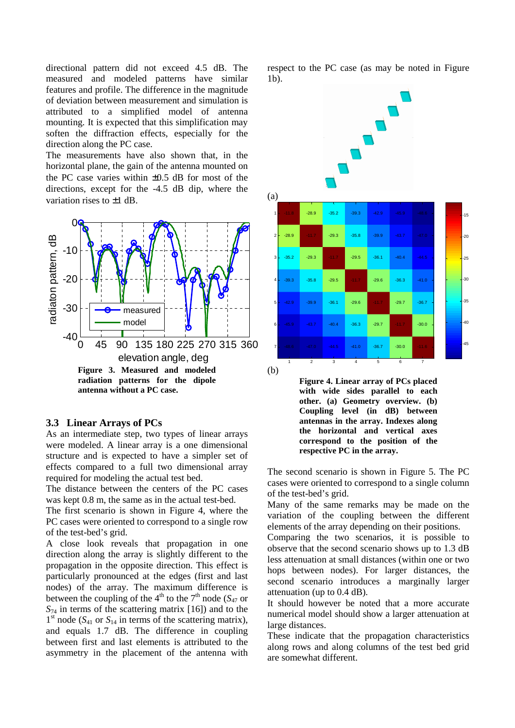directional pattern did not exceed 4.5 dB. The measured and modeled patterns have similar features and profile. The difference in the magnitude of deviation between measurement and simulation is attributed to a simplified model of antenna mounting. It is expected that this simplification may soften the diffraction effects, especially for the direction along the PC case.

The measurements have also shown that, in the horizontal plane, the gain of the antenna mounted on the PC case varies within ±0.5 dB for most of the directions, except for the -4.5 dB dip, where the variation rises to ±1 dB.

**Figure 3. Measured and modeled radiation patterns for the dipole antenna without a PC case.**

### 3.3 Linear Arrays of PCs

As an intermediate step, two types of linear arrays were modeled. A linear array is a one dimensional structure and is expected to have a simpler set of effects compared to a full two dimensional array required for modeling the actual test bed.

The distance between the centers of the PC cases was kept 0.8 m, the same as in the actual test-bed.

The first scenario is shown in Figure 4, where the PC cases were oriented to correspond to a single row of the test-bed's grid.

A close look reveals that propagation in one direction along the array is slightly different to the propagation in the opposite direction. This effect is particularly pronounced at the edges (first and last nodes) of the array. The maximum difference is between the coupling of the 4[th] to the 7[th] node ($S_{47}$ or $S_{74}$ in terms of the scattering matrix [16]) and to the 1[st] node ($S_{41}$ or $S_{14}$ in terms of the scattering matrix), and equals 1.7 dB. The difference in coupling between first and last elements is attributed to the asymmetry in the placement of the antenna with respect to the PC case (as may be noted in Figure 1b).

**Figure 4. Linear array of PCs placed with wide sides parallel to each other. (a) Geometry overview. (b) Coupling level (in dB) between antennas in the array. Indexes along the horizontal and vertical axes correspond to the position of the respective PC in the array.**

The second scenario is shown in Figure 5. The PC cases were oriented to correspond to a single column of the test-bed's grid.

Many of the same remarks may be made on the variation of the coupling between the different elements of the array depending on their positions.

Comparing the two scenarios, it is possible to observe that the second scenario shows up to 1.3 dB less attenuation at small distances (within one or two hops between nodes). For larger distances, the second scenario introduces a marginally larger attenuation (up to 0.4 dB).

It should however be noted that a more accurate numerical model should show a larger attenuation at large distances.

These indicate that the propagation characteristics along rows and along columns of the test bed grid are somewhat different.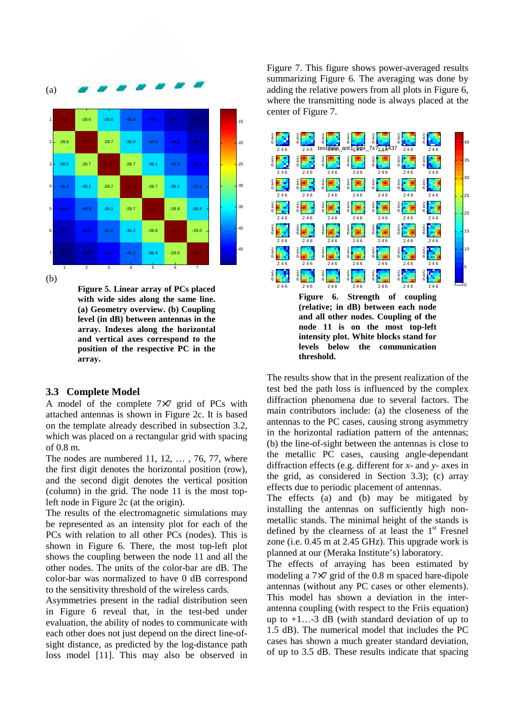(a)

(b)

**Figure 5. Linear array of PCs placed with wide sides along the same line. (a) Geometry overview. (b) Coupling level (in dB) between antennas in the array. Indexes along the horizontal and vertical axes correspond to the position of the respective PC in the array.**

## 3.3 Complete Model

A model of the complete 7×7 grid of PCs with attached antennas is shown in Figure 2c. It is based on the template already described in subsection 3.2, which was placed on a rectangular grid with spacing of 0.8 m.

The nodes are numbered 11, 12, … , 76, 77, where the first digit denotes the horizontal position (row), and the second digit denotes the vertical position (column) in the grid. The node 11 is the most top-left node in Figure 2c (at the origin).

The results of the electromagnetic simulations may be represented as an intensity plot for each of the PCs with relation to all other PCs (nodes). This is shown in Figure 6. There, the most top-left plot shows the coupling between the node 11 and all the other nodes. The units of the color-bar are dB. The color-bar was normalized to have 0 dB correspond to the sensitivity threshold of the wireless cards.

Asymmetries present in the radial distribution seen in Figure 6 reveal that, in the test-bed under evaluation, the ability of nodes to communicate with each other does not just depend on the direct line-of-sight distance, as predicted by the log-distance path loss model [11]. This may also be observed in Figure 7. This figure shows power-averaged results summarizing Figure 6. The averaging was done by adding the relative powers from all plots in Figure 6, where the transmitting node is always placed at the center of Figure 7.

**Figure 6. Strength of coupling (relative; in dB) between each node and all other nodes. Coupling of the node 11 is on the most top-left intensity plot. White blocks stand for levels below the communication threshold.**

The results show that in the present realization of the test bed the path loss is influenced by the complex diffraction phenomena due to several factors. The main contributors include: (a) the closeness of the antennas to the PC cases, causing strong asymmetry in the horizontal radiation pattern of the antennas; (b) the line-of-sight between the antennas is close to the metallic PC cases, causing angle-dependant diffraction effects (e.g. different for *x*- and *y*- axes in the grid, as considered in Section 3.3); (c) array effects due to periodic placement of antennas.

The effects (a) and (b) may be mitigated by installing the antennas on sufficiently high non-metallic stands. The minimal height of the stands is defined by the clearness of at least the 1st Fresnel zone (i.e. 0.45 m at 2.45 GHz). This upgrade work is planned at our (Meraka Institute's) laboratory.

The effects of arraying has been estimated by modeling a 7×7 grid of the 0.8 m spaced bare-dipole antennas (without any PC cases or other elements). This model has shown a deviation in the inter-antenna coupling (with respect to the Friis equation) up to +1…-3 dB (with standard deviation of up to 1.5 dB). The numerical model that includes the PC cases has shown a much greater standard deviation, of up to 3.5 dB. These results indicate that spacing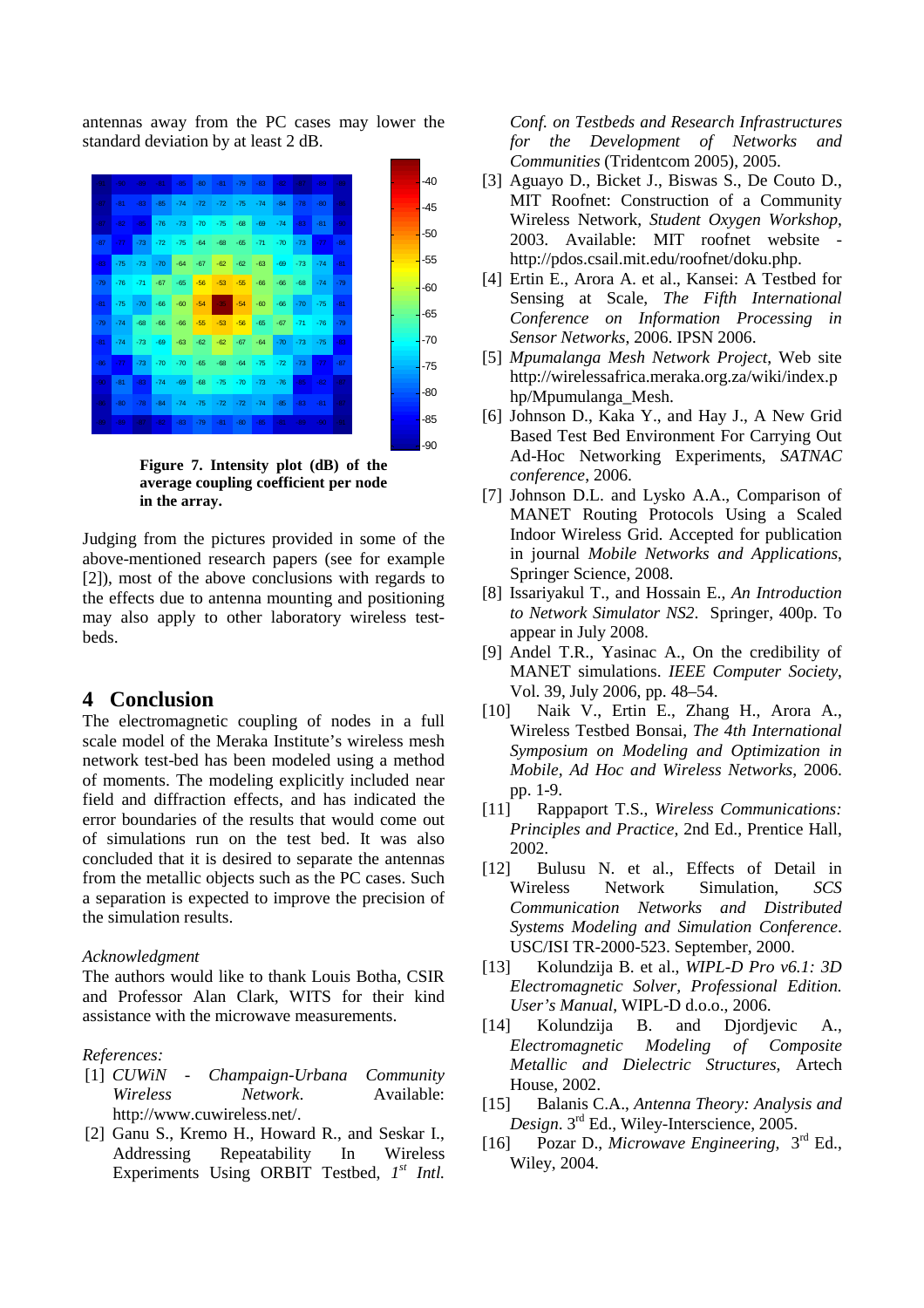antennas away from the PC cases may lower the standard deviation by at least 2 dB.

-40
-45
-50
-55
-60
-65
-70
-75
-80
-85
-90

**Figure 7. Intensity plot (dB) of the average coupling coefficient per node in the array.**

Judging from the pictures provided in some of the above-mentioned research papers (see for example [2]), most of the above conclusions with regards to the effects due to antenna mounting and positioning may also apply to other laboratory wireless test-beds.

## 4 Conclusion

The electromagnetic coupling of nodes in a full scale model of the Meraka Institute's wireless mesh network test-bed has been modeled using a method of moments. The modeling explicitly included near field and diffraction effects, and has indicated the error boundaries of the results that would come out of simulations run on the test bed. It was also concluded that it is desired to separate the antennas from the metallic objects such as the PC cases. Such a separation is expected to improve the precision of the simulation results.

*Acknowledgment*

The authors would like to thank Louis Botha, CSIR and Professor Alan Clark, WITS for their kind assistance with the microwave measurements.

*References:*

[1] *CUWiN - Champaign-Urbana Community Wireless Network*. Available: http://www.cuwireless.net/.

[2] Ganu S., Kremo H., Howard R., and Seskar I., Addressing Repeatability In Wireless Experiments Using ORBIT Testbed, *1st Intl. Conf. on Testbeds and Research Infrastructures for the Development of Networks and Communities* (Tridentcom 2005), 2005.

[3] Aguayo D., Bicket J., Biswas S., De Couto D., MIT Roofnet: Construction of a Community Wireless Network, *Student Oxygen Workshop*, 2003. Available: MIT roofnet website - http://pdos.csail.mit.edu/roofnet/doku.php.

[4] Ertin E., Arora A. et al., Kansei: A Testbed for Sensing at Scale, *The Fifth International Conference on Information Processing in Sensor Networks*, 2006. IPSN 2006.

[5] *Mpumalanga Mesh Network Project*, Web site http://wirelessafrica.meraka.org.za/wiki/index.php/Mpumulanga_Mesh.

[6] Johnson D., Kaka Y., and Hay J., A New Grid Based Test Bed Environment For Carrying Out Ad-Hoc Networking Experiments, *SATNAC conference*, 2006.

[7] Johnson D.L. and Lysko A.A., Comparison of MANET Routing Protocols Using a Scaled Indoor Wireless Grid. Accepted for publication in journal *Mobile Networks and Applications*, Springer Science, 2008.

[8] Issariyakul T., and Hossain E., *An Introduction to Network Simulator NS2*. Springer, 400p. To appear in July 2008.

[9] Andel T.R., Yasinac A., On the credibility of MANET simulations. *IEEE Computer Society*, Vol. 39, July 2006, pp. 48–54.

[10] Naik V., Ertin E., Zhang H., Arora A., Wireless Testbed Bonsai, *The 4th International Symposium on Modeling and Optimization in Mobile, Ad Hoc and Wireless Networks*, 2006. pp. 1-9.

[11] Rappaport T.S., *Wireless Communications: Principles and Practice*, 2nd Ed., Prentice Hall, 2002.

[12] Bulusu N. et al., Effects of Detail in Wireless Network Simulation, *SCS Communication Networks and Distributed Systems Modeling and Simulation Conference*. USC/ISI TR-2000-523. September, 2000.

[13] Kolundzija B. et al., *WIPL-D Pro v6.1: 3D Electromagnetic Solver, Professional Edition. User's Manual*, WIPL-D d.o.o., 2006.

[14] Kolundzija B. and Djordjevic A., *Electromagnetic Modeling of Composite Metallic and Dielectric Structures*, Artech House, 2002.

[15] Balanis C.A., *Antenna Theory: Analysis and Design*. 3rd Ed., Wiley-Interscience, 2005.

[16] Pozar D., *Microwave Engineering*, 3rd Ed., Wiley, 2004.